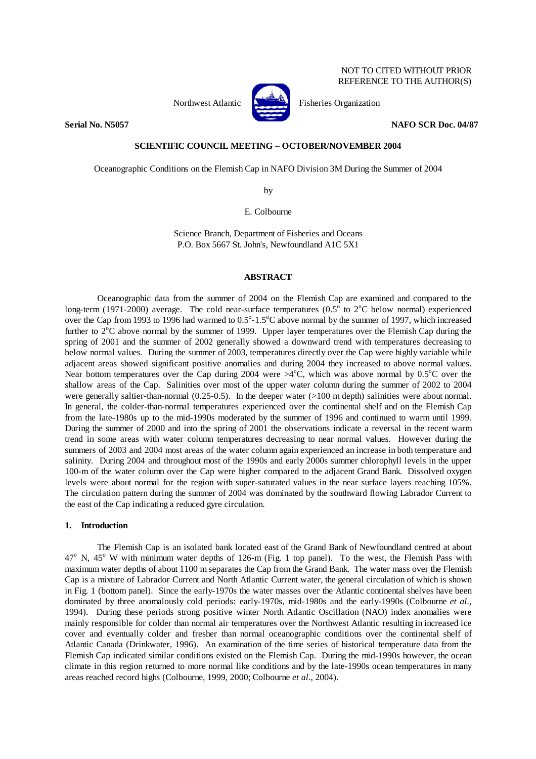NOT TO CITED WITHOUT PRIOR
REFERENCE TO THE AUTHOR(S)

Northwest Atlantic Fisheries Organization

**Serial No. N5057** **NAFO SCR Doc. 04/87**

**SCIENTIFIC COUNCIL MEETING – OCTOBER/NOVEMBER 2004**

Oceanographic Conditions on the Flemish Cap in NAFO Division 3M During the Summer of 2004

by

E. Colbourne

Science Branch, Department of Fisheries and Oceans
P.O. Box 5667 St. John's, Newfoundland A1C 5X1

## ABSTRACT

Oceanographic data from the summer of 2004 on the Flemish Cap are examined and compared to the long-term (1971-2000) average. The cold near-surface temperatures ($0.5^{o}$ to $2^{o}$C below normal) experienced over the Cap from 1993 to 1996 had warmed to $0.5^{o}$-$1.5^{o}$C above normal by the summer of 1997, which increased further to $2^{o}$C above normal by the summer of 1999. Upper layer temperatures over the Flemish Cap during the spring of 2001 and the summer of 2002 generally showed a downward trend with temperatures decreasing to below normal values. During the summer of 2003, temperatures directly over the Cap were highly variable while adjacent areas showed significant positive anomalies and during 2004 they increased to above normal values. Near bottom temperatures over the Cap during 2004 were $>4^{o}$C, which was above normal by $0.5^{o}$C over the shallow areas of the Cap. Salinities over most of the upper water column during the summer of 2002 to 2004 were generally saltier-than-normal (0.25-0.5). In the deeper water (>100 m depth) salinities were about normal. In general, the colder-than-normal temperatures experienced over the continental shelf and on the Flemish Cap from the late-1980s up to the mid-1990s moderated by the summer of 1996 and continued to warm until 1999. During the summer of 2000 and into the spring of 2001 the observations indicate a reversal in the recent warm trend in some areas with water column temperatures decreasing to near normal values. However during the summers of 2003 and 2004 most areas of the water column again experienced an increase in both temperature and salinity. During 2004 and throughout most of the 1990s and early 2000s summer chlorophyll levels in the upper 100-m of the water column over the Cap were higher compared to the adjacent Grand Bank. Dissolved oxygen levels were about normal for the region with super-saturated values in the near surface layers reaching 105%. The circulation pattern during the summer of 2004 was dominated by the southward flowing Labrador Current to the east of the Cap indicating a reduced gyre circulation.

## 1. Introduction

The Flemish Cap is an isolated bank located east of the Grand Bank of Newfoundland centred at about $47^{o}$ N, $45^{o}$ W with minimum water depths of about 126-m (Fig. 1 top panel). To the west, the Flemish Pass with maximum water depths of about 1100 m separates the Cap from the Grand Bank. The water mass over the Flemish Cap is a mixture of Labrador Current and North Atlantic Current water, the general circulation of which is shown in Fig. 1 (bottom panel). Since the early-1970s the water masses over the Atlantic continental shelves have been dominated by three anomalously cold periods: early-1970s, mid-1980s and the early-1990s (Colbourne *et al*., 1994). During these periods strong positive winter North Atlantic Oscillation (NAO) index anomalies were mainly responsible for colder than normal air temperatures over the Northwest Atlantic resulting in increased ice cover and eventually colder and fresher than normal oceanographic conditions over the continental shelf of Atlantic Canada (Drinkwater, 1996). An examination of the time series of historical temperature data from the Flemish Cap indicated similar conditions existed on the Flemish Cap. During the mid-1990s however, the ocean climate in this region returned to more normal like conditions and by the late-1990s ocean temperatures in many areas reached record highs (Colbourne, 1999, 2000; Colbourne *et al*., 2004).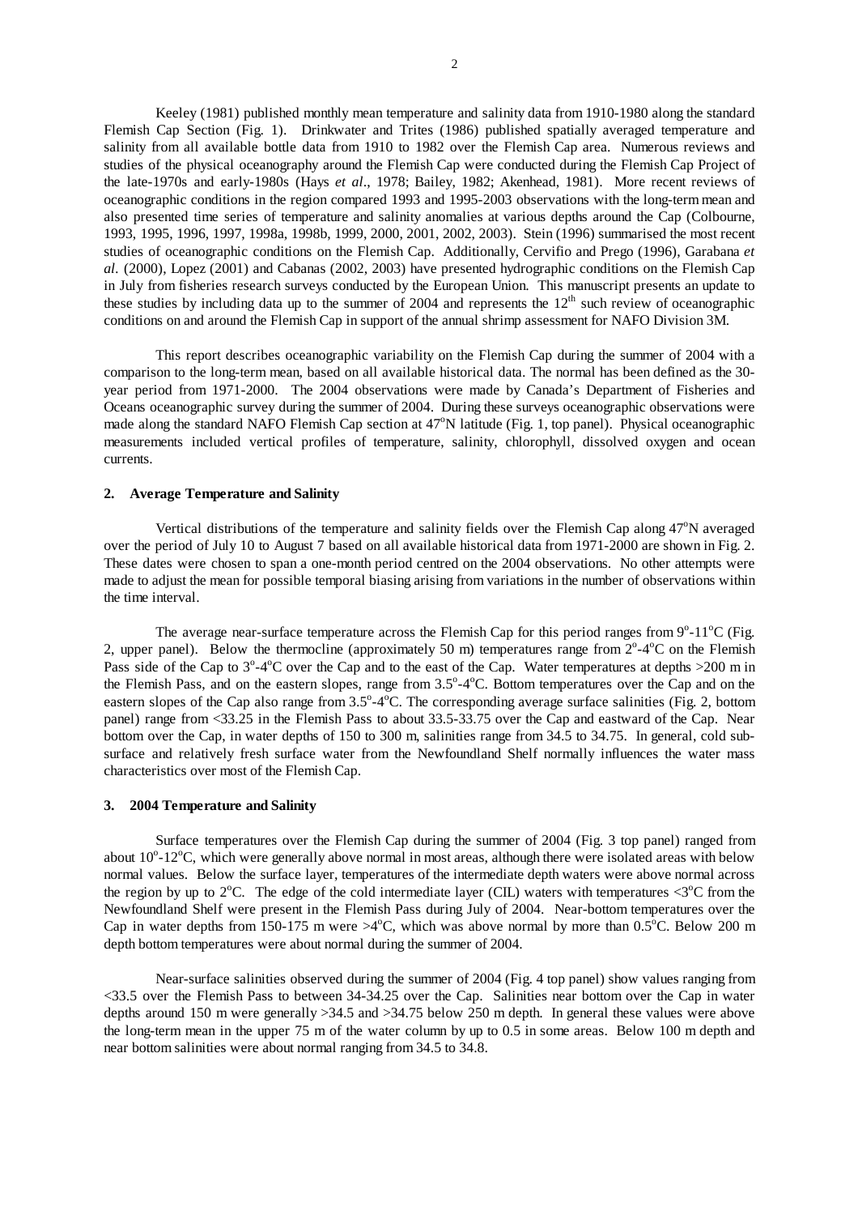Keeley (1981) published monthly mean temperature and salinity data from 1910-1980 along the standard Flemish Cap Section (Fig. 1). Drinkwater and Trites (1986) published spatially averaged temperature and salinity from all available bottle data from 1910 to 1982 over the Flemish Cap area. Numerous reviews and studies of the physical oceanography around the Flemish Cap were conducted during the Flemish Cap Project of the late-1970s and early-1980s (Hays *et al*., 1978; Bailey, 1982; Akenhead, 1981). More recent reviews of oceanographic conditions in the region compared 1993 and 1995-2003 observations with the long-term mean and also presented time series of temperature and salinity anomalies at various depths around the Cap (Colbourne, 1993, 1995, 1996, 1997, 1998a, 1998b, 1999, 2000, 2001, 2002, 2003). Stein (1996) summarised the most recent studies of oceanographic conditions on the Flemish Cap. Additionally, Cervifio and Prego (1996), Garabana *et al*. (2000), Lopez (2001) and Cabanas (2002, 2003) have presented hydrographic conditions on the Flemish Cap in July from fisheries research surveys conducted by the European Union. This manuscript presents an update to these studies by including data up to the summer of 2004 and represents the 12th such review of oceanographic conditions on and around the Flemish Cap in support of the annual shrimp assessment for NAFO Division 3M.

This report describes oceanographic variability on the Flemish Cap during the summer of 2004 with a comparison to the long-term mean, based on all available historical data. The normal has been defined as the 30-year period from 1971-2000. The 2004 observations were made by Canada's Department of Fisheries and Oceans oceanographic survey during the summer of 2004. During these surveys oceanographic observations were made along the standard NAFO Flemish Cap section at 47°N latitude (Fig. 1, top panel). Physical oceanographic measurements included vertical profiles of temperature, salinity, chlorophyll, dissolved oxygen and ocean currents.

## 2. Average Temperature and Salinity

Vertical distributions of the temperature and salinity fields over the Flemish Cap along 47°N averaged over the period of July 10 to August 7 based on all available historical data from 1971-2000 are shown in Fig. 2. These dates were chosen to span a one-month period centred on the 2004 observations. No other attempts were made to adjust the mean for possible temporal biasing arising from variations in the number of observations within the time interval.

The average near-surface temperature across the Flemish Cap for this period ranges from 9°-11°C (Fig. 2, upper panel). Below the thermocline (approximately 50 m) temperatures range from 2°-4°C on the Flemish Pass side of the Cap to 3°-4°C over the Cap and to the east of the Cap. Water temperatures at depths >200 m in the Flemish Pass, and on the eastern slopes, range from 3.5°-4°C. Bottom temperatures over the Cap and on the eastern slopes of the Cap also range from 3.5°-4°C. The corresponding average surface salinities (Fig. 2, bottom panel) range from <33.25 in the Flemish Pass to about 33.5-33.75 over the Cap and eastward of the Cap. Near bottom over the Cap, in water depths of 150 to 300 m, salinities range from 34.5 to 34.75. In general, cold sub-surface and relatively fresh surface water from the Newfoundland Shelf normally influences the water mass characteristics over most of the Flemish Cap.

## 3. 2004 Temperature and Salinity

Surface temperatures over the Flemish Cap during the summer of 2004 (Fig. 3 top panel) ranged from about 10°-12°C, which were generally above normal in most areas, although there were isolated areas with below normal values. Below the surface layer, temperatures of the intermediate depth waters were above normal across the region by up to 2°C. The edge of the cold intermediate layer (CIL) waters with temperatures <3°C from the Newfoundland Shelf were present in the Flemish Pass during July of 2004. Near-bottom temperatures over the Cap in water depths from 150-175 m were >4°C, which was above normal by more than 0.5°C. Below 200 m depth bottom temperatures were about normal during the summer of 2004.

Near-surface salinities observed during the summer of 2004 (Fig. 4 top panel) show values ranging from <33.5 over the Flemish Pass to between 34-34.25 over the Cap. Salinities near bottom over the Cap in water depths around 150 m were generally >34.5 and >34.75 below 250 m depth. In general these values were above the long-term mean in the upper 75 m of the water column by up to 0.5 in some areas. Below 100 m depth and near bottom salinities were about normal ranging from 34.5 to 34.8.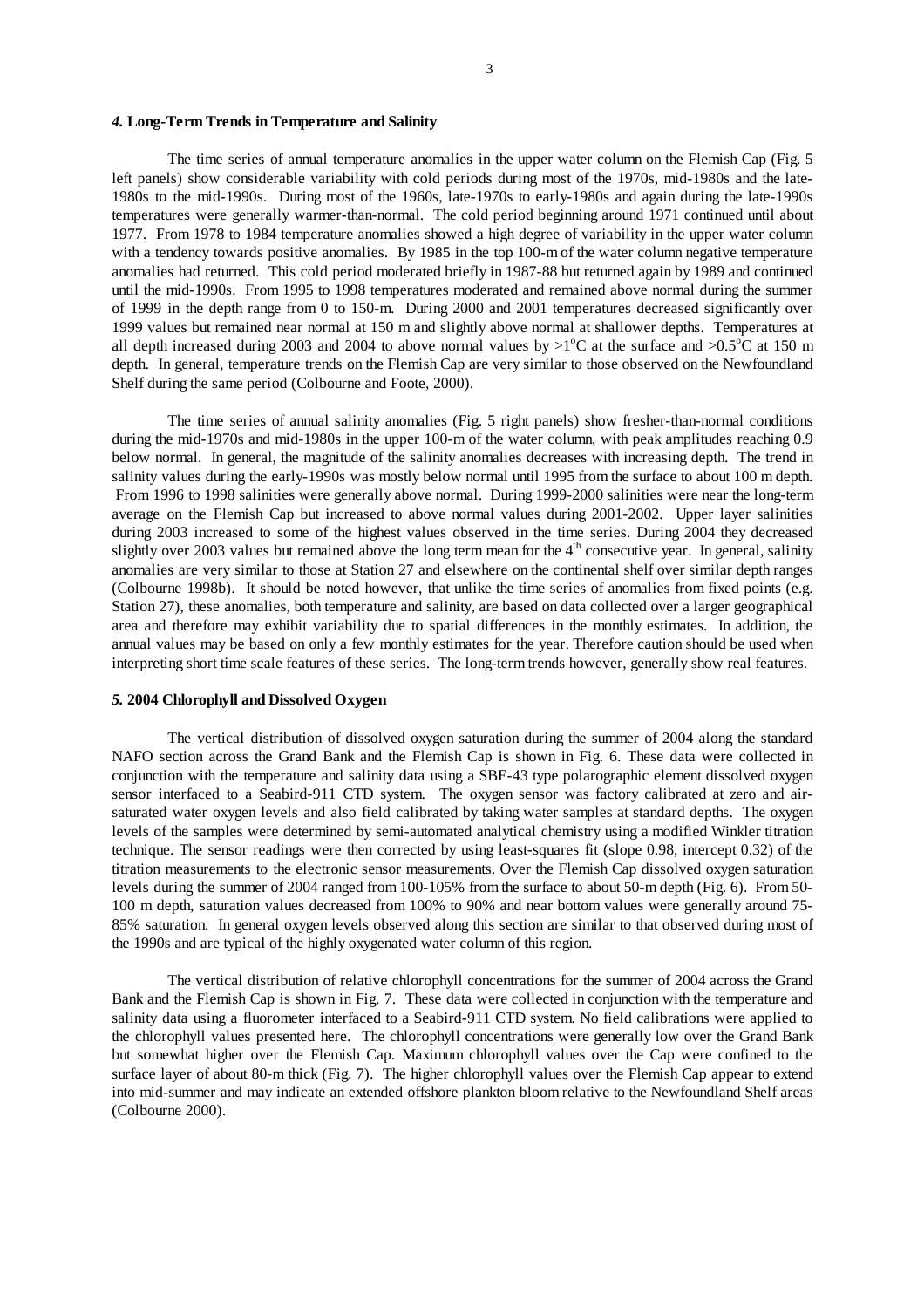### *4.* **Long-Term Trends in Temperature and Salinity**

The time series of annual temperature anomalies in the upper water column on the Flemish Cap (Fig. 5 left panels) show considerable variability with cold periods during most of the 1970s, mid-1980s and the late-1980s to the mid-1990s. During most of the 1960s, late-1970s to early-1980s and again during the late-1990s temperatures were generally warmer-than-normal. The cold period beginning around 1971 continued until about 1977. From 1978 to 1984 temperature anomalies showed a high degree of variability in the upper water column with a tendency towards positive anomalies. By 1985 in the top 100-m of the water column negative temperature anomalies had returned. This cold period moderated briefly in 1987-88 but returned again by 1989 and continued until the mid-1990s. From 1995 to 1998 temperatures moderated and remained above normal during the summer of 1999 in the depth range from 0 to 150-m. During 2000 and 2001 temperatures decreased significantly over 1999 values but remained near normal at 150 m and slightly above normal at shallower depths. Temperatures at all depth increased during 2003 and 2004 to above normal values by >1°C at the surface and >0.5°C at 150 m depth. In general, temperature trends on the Flemish Cap are very similar to those observed on the Newfoundland Shelf during the same period (Colbourne and Foote, 2000).

The time series of annual salinity anomalies (Fig. 5 right panels) show fresher-than-normal conditions during the mid-1970s and mid-1980s in the upper 100-m of the water column, with peak amplitudes reaching 0.9 below normal. In general, the magnitude of the salinity anomalies decreases with increasing depth. The trend in salinity values during the early-1990s was mostly below normal until 1995 from the surface to about 100 m depth. From 1996 to 1998 salinities were generally above normal. During 1999-2000 salinities were near the long-term average on the Flemish Cap but increased to above normal values during 2001-2002. Upper layer salinities during 2003 increased to some of the highest values observed in the time series. During 2004 they decreased slightly over 2003 values but remained above the long term mean for the 4th consecutive year. In general, salinity anomalies are very similar to those at Station 27 and elsewhere on the continental shelf over similar depth ranges (Colbourne 1998b). It should be noted however, that unlike the time series of anomalies from fixed points (e.g. Station 27), these anomalies, both temperature and salinity, are based on data collected over a larger geographical area and therefore may exhibit variability due to spatial differences in the monthly estimates. In addition, the annual values may be based on only a few monthly estimates for the year. Therefore caution should be used when interpreting short time scale features of these series. The long-term trends however, generally show real features.

### *5.* **2004 Chlorophyll and Dissolved Oxygen**

The vertical distribution of dissolved oxygen saturation during the summer of 2004 along the standard NAFO section across the Grand Bank and the Flemish Cap is shown in Fig. 6. These data were collected in conjunction with the temperature and salinity data using a SBE-43 type polarographic element dissolved oxygen sensor interfaced to a Seabird-911 CTD system. The oxygen sensor was factory calibrated at zero and air-saturated water oxygen levels and also field calibrated by taking water samples at standard depths. The oxygen levels of the samples were determined by semi-automated analytical chemistry using a modified Winkler titration technique. The sensor readings were then corrected by using least-squares fit (slope 0.98, intercept 0.32) of the titration measurements to the electronic sensor measurements. Over the Flemish Cap dissolved oxygen saturation levels during the summer of 2004 ranged from 100-105% from the surface to about 50-m depth (Fig. 6). From 50-100 m depth, saturation values decreased from 100% to 90% and near bottom values were generally around 75-85% saturation. In general oxygen levels observed along this section are similar to that observed during most of the 1990s and are typical of the highly oxygenated water column of this region.

The vertical distribution of relative chlorophyll concentrations for the summer of 2004 across the Grand Bank and the Flemish Cap is shown in Fig. 7. These data were collected in conjunction with the temperature and salinity data using a fluorometer interfaced to a Seabird-911 CTD system. No field calibrations were applied to the chlorophyll values presented here. The chlorophyll concentrations were generally low over the Grand Bank but somewhat higher over the Flemish Cap. Maximum chlorophyll values over the Cap were confined to the surface layer of about 80-m thick (Fig. 7). The higher chlorophyll values over the Flemish Cap appear to extend into mid-summer and may indicate an extended offshore plankton bloom relative to the Newfoundland Shelf areas (Colbourne 2000).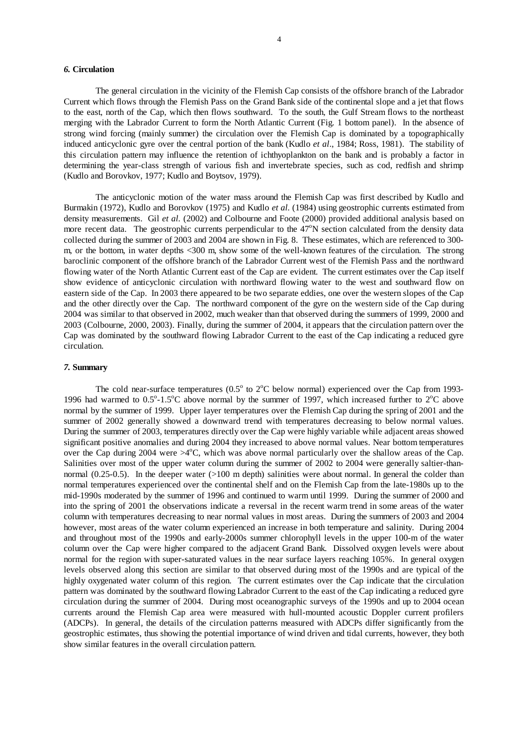### *6.* Circulation

The general circulation in the vicinity of the Flemish Cap consists of the offshore branch of the Labrador Current which flows through the Flemish Pass on the Grand Bank side of the continental slope and a jet that flows to the east, north of the Cap, which then flows southward. To the south, the Gulf Stream flows to the northeast merging with the Labrador Current to form the North Atlantic Current (Fig. 1 bottom panel). In the absence of strong wind forcing (mainly summer) the circulation over the Flemish Cap is dominated by a topographically induced anticyclonic gyre over the central portion of the bank (Kudlo *et al*., 1984; Ross, 1981). The stability of this circulation pattern may influence the retention of ichthyoplankton on the bank and is probably a factor in determining the year-class strength of various fish and invertebrate species, such as cod, redfish and shrimp (Kudlo and Borovkov, 1977; Kudlo and Boytsov, 1979).

The anticyclonic motion of the water mass around the Flemish Cap was first described by Kudlo and Burmakin (1972), Kudlo and Borovkov (1975) and Kudlo *et al*. (1984) using geostrophic currents estimated from density measurements. Gil *et al*. (2002) and Colbourne and Foote (2000) provided additional analysis based on more recent data. The geostrophic currents perpendicular to the 47°N section calculated from the density data collected during the summer of 2003 and 2004 are shown in Fig. 8. These estimates, which are referenced to 300-m, or the bottom, in water depths <300 m, show some of the well-known features of the circulation. The strong baroclinic component of the offshore branch of the Labrador Current west of the Flemish Pass and the northward flowing water of the North Atlantic Current east of the Cap are evident. The current estimates over the Cap itself show evidence of anticyclonic circulation with northward flowing water to the west and southward flow on eastern side of the Cap. In 2003 there appeared to be two separate eddies, one over the western slopes of the Cap and the other directly over the Cap. The northward component of the gyre on the western side of the Cap during 2004 was similar to that observed in 2002, much weaker than that observed during the summers of 1999, 2000 and 2003 (Colbourne, 2000, 2003). Finally, during the summer of 2004, it appears that the circulation pattern over the Cap was dominated by the southward flowing Labrador Current to the east of the Cap indicating a reduced gyre circulation.

### *7.* Summary

The cold near-surface temperatures (0.5° to 2°C below normal) experienced over the Cap from 1993-1996 had warmed to 0.5°-1.5°C above normal by the summer of 1997, which increased further to 2°C above normal by the summer of 1999. Upper layer temperatures over the Flemish Cap during the spring of 2001 and the summer of 2002 generally showed a downward trend with temperatures decreasing to below normal values. During the summer of 2003, temperatures directly over the Cap were highly variable while adjacent areas showed significant positive anomalies and during 2004 they increased to above normal values. Near bottom temperatures over the Cap during 2004 were >4°C, which was above normal particularly over the shallow areas of the Cap. Salinities over most of the upper water column during the summer of 2002 to 2004 were generally saltier-than-normal (0.25-0.5). In the deeper water (>100 m depth) salinities were about normal. In general the colder than normal temperatures experienced over the continental shelf and on the Flemish Cap from the late-1980s up to the mid-1990s moderated by the summer of 1996 and continued to warm until 1999. During the summer of 2000 and into the spring of 2001 the observations indicate a reversal in the recent warm trend in some areas of the water column with temperatures decreasing to near normal values in most areas. During the summers of 2003 and 2004 however, most areas of the water column experienced an increase in both temperature and salinity. During 2004 and throughout most of the 1990s and early-2000s summer chlorophyll levels in the upper 100-m of the water column over the Cap were higher compared to the adjacent Grand Bank. Dissolved oxygen levels were about normal for the region with super-saturated values in the near surface layers reaching 105%. In general oxygen levels observed along this section are similar to that observed during most of the 1990s and are typical of the highly oxygenated water column of this region. The current estimates over the Cap indicate that the circulation pattern was dominated by the southward flowing Labrador Current to the east of the Cap indicating a reduced gyre circulation during the summer of 2004. During most oceanographic surveys of the 1990s and up to 2004 ocean currents around the Flemish Cap area were measured with hull-mounted acoustic Doppler current profilers (ADCPs). In general, the details of the circulation patterns measured with ADCPs differ significantly from the geostrophic estimates, thus showing the potential importance of wind driven and tidal currents, however, they both show similar features in the overall circulation pattern.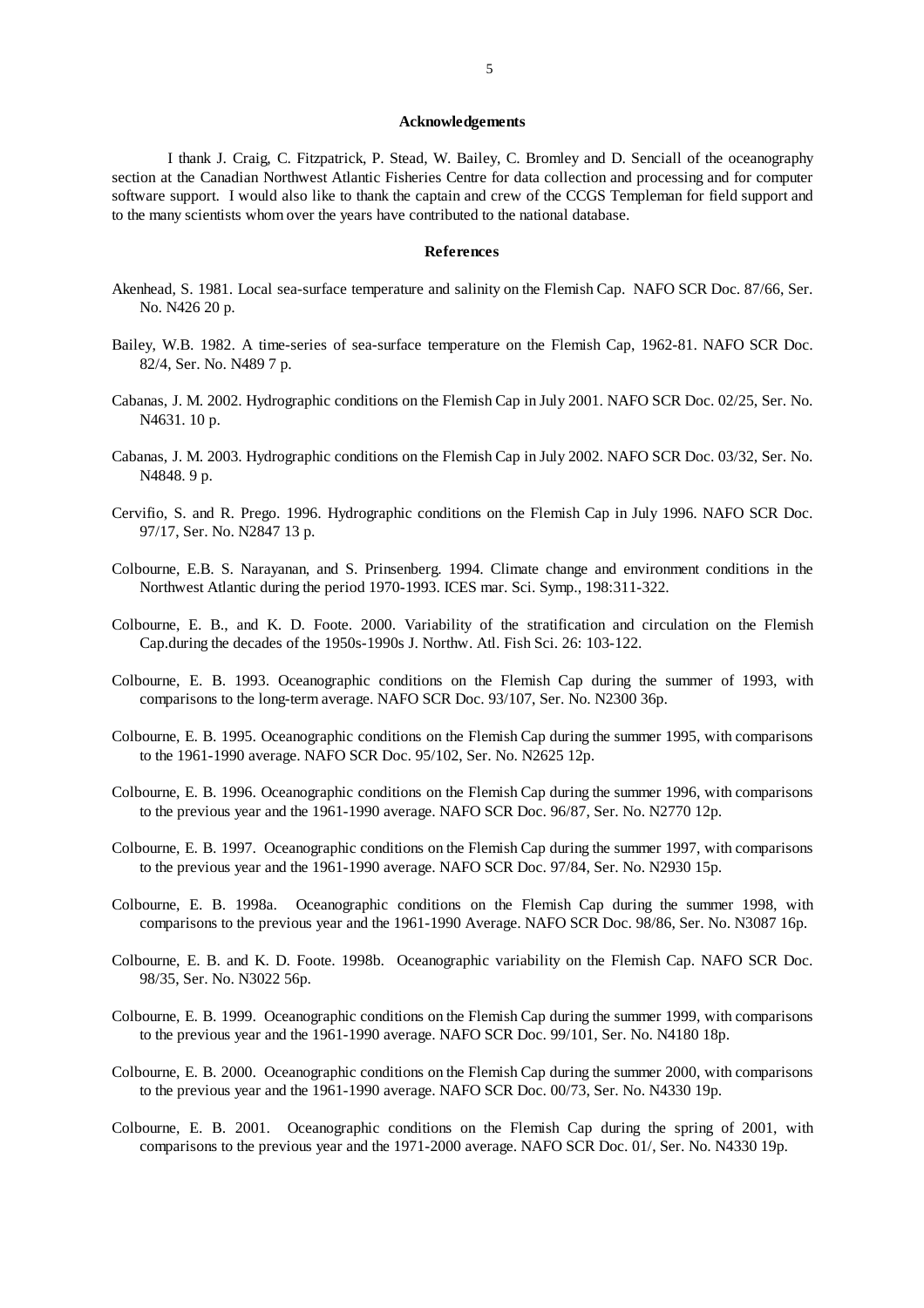## Acknowledgements

I thank J. Craig, C. Fitzpatrick, P. Stead, W. Bailey, C. Bromley and D. Senciall of the oceanography section at the Canadian Northwest Atlantic Fisheries Centre for data collection and processing and for computer software support. I would also like to thank the captain and crew of the CCGS Templeman for field support and to the many scientists whom over the years have contributed to the national database.

## References

Akenhead, S. 1981. Local sea-surface temperature and salinity on the Flemish Cap. NAFO SCR Doc. 87/66, Ser. No. N426 20 p.

Bailey, W.B. 1982. A time-series of sea-surface temperature on the Flemish Cap, 1962-81. NAFO SCR Doc. 82/4, Ser. No. N489 7 p.

Cabanas, J. M. 2002. Hydrographic conditions on the Flemish Cap in July 2001. NAFO SCR Doc. 02/25, Ser. No. N4631. 10 p.

Cabanas, J. M. 2003. Hydrographic conditions on the Flemish Cap in July 2002. NAFO SCR Doc. 03/32, Ser. No. N4848. 9 p.

Cervifio, S. and R. Prego. 1996. Hydrographic conditions on the Flemish Cap in July 1996. NAFO SCR Doc. 97/17, Ser. No. N2847 13 p.

Colbourne, E.B. S. Narayanan, and S. Prinsenberg. 1994. Climate change and environment conditions in the Northwest Atlantic during the period 1970-1993. ICES mar. Sci. Symp., 198:311-322.

Colbourne, E. B., and K. D. Foote. 2000. Variability of the stratification and circulation on the Flemish Cap.during the decades of the 1950s-1990s J. Northw. Atl. Fish Sci. 26: 103-122.

Colbourne, E. B. 1993. Oceanographic conditions on the Flemish Cap during the summer of 1993, with comparisons to the long-term average. NAFO SCR Doc. 93/107, Ser. No. N2300 36p.

Colbourne, E. B. 1995. Oceanographic conditions on the Flemish Cap during the summer 1995, with comparisons to the 1961-1990 average. NAFO SCR Doc. 95/102, Ser. No. N2625 12p.

Colbourne, E. B. 1996. Oceanographic conditions on the Flemish Cap during the summer 1996, with comparisons to the previous year and the 1961-1990 average. NAFO SCR Doc. 96/87, Ser. No. N2770 12p.

Colbourne, E. B. 1997. Oceanographic conditions on the Flemish Cap during the summer 1997, with comparisons to the previous year and the 1961-1990 average. NAFO SCR Doc. 97/84, Ser. No. N2930 15p.

Colbourne, E. B. 1998a. Oceanographic conditions on the Flemish Cap during the summer 1998, with comparisons to the previous year and the 1961-1990 Average. NAFO SCR Doc. 98/86, Ser. No. N3087 16p.

Colbourne, E. B. and K. D. Foote. 1998b. Oceanographic variability on the Flemish Cap. NAFO SCR Doc. 98/35, Ser. No. N3022 56p.

Colbourne, E. B. 1999. Oceanographic conditions on the Flemish Cap during the summer 1999, with comparisons to the previous year and the 1961-1990 average. NAFO SCR Doc. 99/101, Ser. No. N4180 18p.

Colbourne, E. B. 2000. Oceanographic conditions on the Flemish Cap during the summer 2000, with comparisons to the previous year and the 1961-1990 average. NAFO SCR Doc. 00/73, Ser. No. N4330 19p.

Colbourne, E. B. 2001. Oceanographic conditions on the Flemish Cap during the spring of 2001, with comparisons to the previous year and the 1971-2000 average. NAFO SCR Doc. 01/, Ser. No. N4330 19p.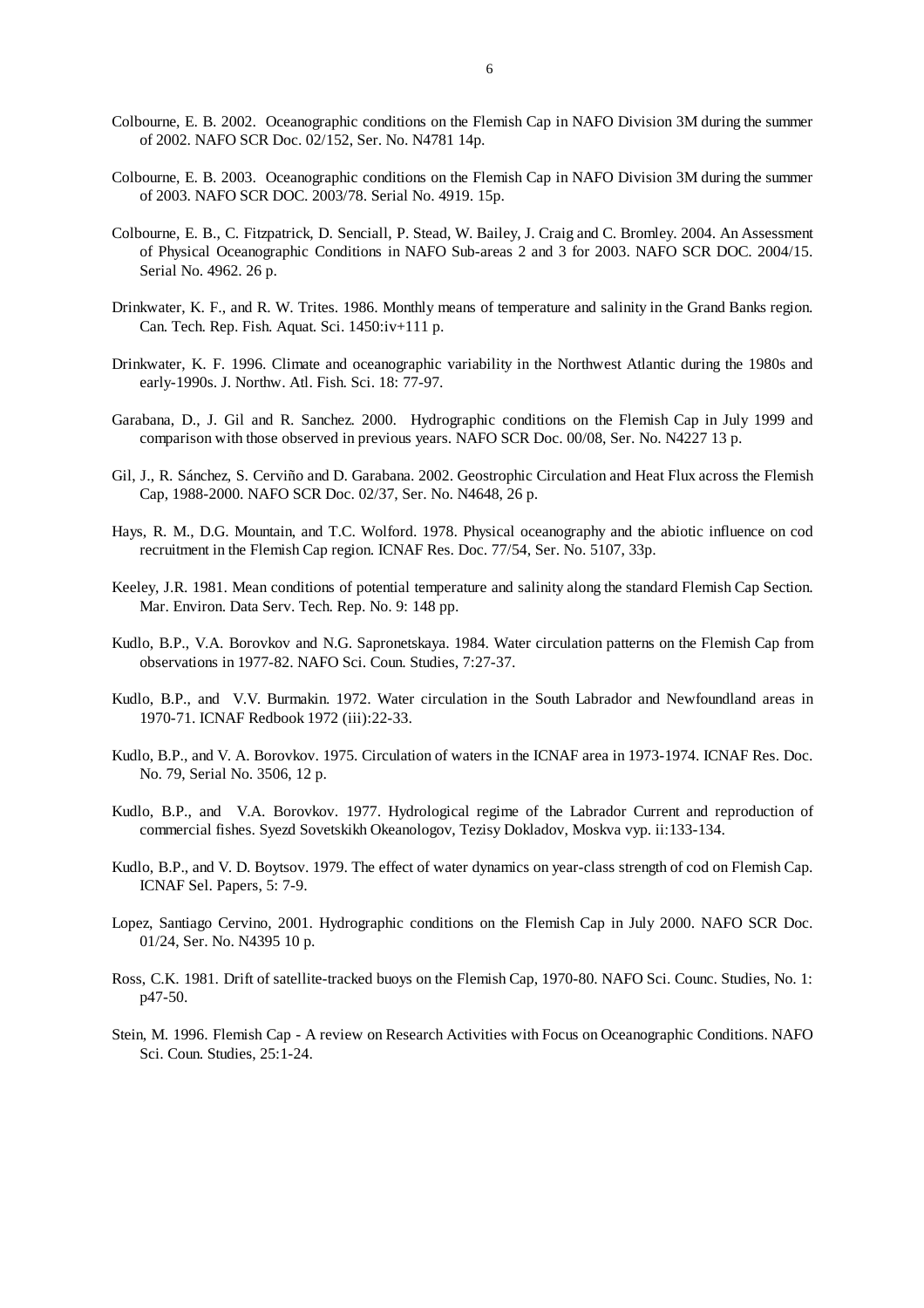Colbourne, E. B. 2002. Oceanographic conditions on the Flemish Cap in NAFO Division 3M during the summer of 2002. NAFO SCR Doc. 02/152, Ser. No. N4781 14p.

Colbourne, E. B. 2003. Oceanographic conditions on the Flemish Cap in NAFO Division 3M during the summer of 2003. NAFO SCR DOC. 2003/78. Serial No. 4919. 15p.

Colbourne, E. B., C. Fitzpatrick, D. Senciall, P. Stead, W. Bailey, J. Craig and C. Bromley. 2004. An Assessment of Physical Oceanographic Conditions in NAFO Sub-areas 2 and 3 for 2003. NAFO SCR DOC. 2004/15. Serial No. 4962. 26 p.

Drinkwater, K. F., and R. W. Trites. 1986. Monthly means of temperature and salinity in the Grand Banks region. Can. Tech. Rep. Fish. Aquat. Sci. 1450:iv+111 p.

Drinkwater, K. F. 1996. Climate and oceanographic variability in the Northwest Atlantic during the 1980s and early-1990s. J. Northw. Atl. Fish. Sci. 18: 77-97.

Garabana, D., J. Gil and R. Sanchez. 2000. Hydrographic conditions on the Flemish Cap in July 1999 and comparison with those observed in previous years. NAFO SCR Doc. 00/08, Ser. No. N4227 13 p.

Gil, J., R. Sánchez, S. Cerviño and D. Garabana. 2002. Geostrophic Circulation and Heat Flux across the Flemish Cap, 1988-2000. NAFO SCR Doc. 02/37, Ser. No. N4648, 26 p.

Hays, R. M., D.G. Mountain, and T.C. Wolford. 1978. Physical oceanography and the abiotic influence on cod recruitment in the Flemish Cap region. ICNAF Res. Doc. 77/54, Ser. No. 5107, 33p.

Keeley, J.R. 1981. Mean conditions of potential temperature and salinity along the standard Flemish Cap Section. Mar. Environ. Data Serv. Tech. Rep. No. 9: 148 pp.

Kudlo, B.P., V.A. Borovkov and N.G. Sapronetskaya. 1984. Water circulation patterns on the Flemish Cap from observations in 1977-82. NAFO Sci. Coun. Studies, 7:27-37.

Kudlo, B.P., and V.V. Burmakin. 1972. Water circulation in the South Labrador and Newfoundland areas in 1970-71. ICNAF Redbook 1972 (iii):22-33.

Kudlo, B.P., and V. A. Borovkov. 1975. Circulation of waters in the ICNAF area in 1973-1974. ICNAF Res. Doc. No. 79, Serial No. 3506, 12 p.

Kudlo, B.P., and V.A. Borovkov. 1977. Hydrological regime of the Labrador Current and reproduction of commercial fishes. Syezd Sovetskikh Okeanologov, Tezisy Dokladov, Moskva vyp. ii:133-134.

Kudlo, B.P., and V. D. Boytsov. 1979. The effect of water dynamics on year-class strength of cod on Flemish Cap. ICNAF Sel. Papers, 5: 7-9.

Lopez, Santiago Cervino, 2001. Hydrographic conditions on the Flemish Cap in July 2000. NAFO SCR Doc. 01/24, Ser. No. N4395 10 p.

Ross, C.K. 1981. Drift of satellite-tracked buoys on the Flemish Cap, 1970-80. NAFO Sci. Counc. Studies, No. 1: p47-50.

Stein, M. 1996. Flemish Cap - A review on Research Activities with Focus on Oceanographic Conditions. NAFO Sci. Coun. Studies, 25:1-24.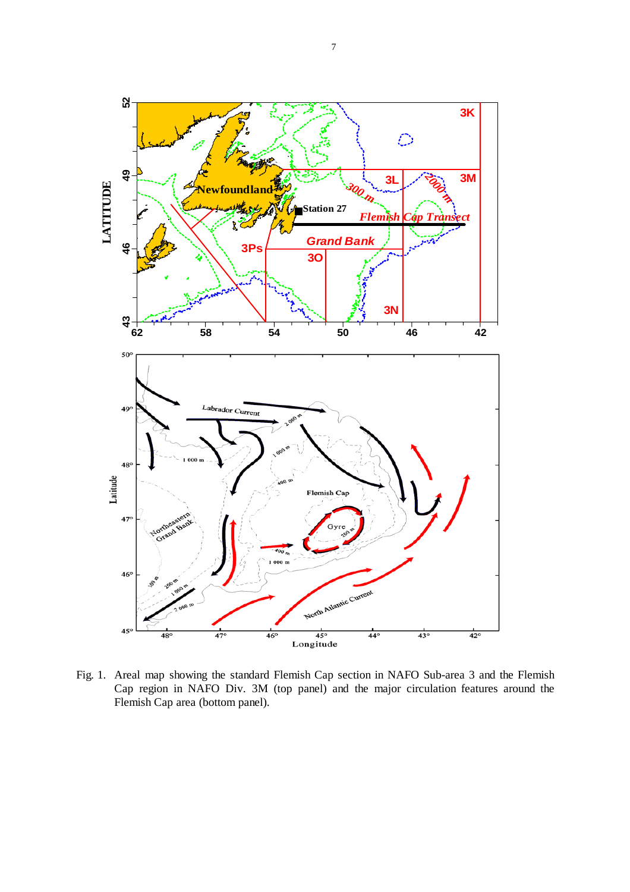52

49

46

43

LATITUDE

62 58 54 50 46 42

3K

3L

3M

Newfoundland

Station 27

300 m

2000 m

Flemish Cap Transect

Grand Bank

3Ps

3O

3N

50°

49°

48°

47°

46°

45°

Latitude

48° 47° 46° 45° 44° 43° 42°

Longitude

Labrador Current

2 000 m

1 000 m

1 000 m

400 m

Flemish Cap

Gyre

200 m

400 m

1 000 m

Northeastern Grand Bank

100 m

200 m

1 000 m

2 000 m

North Atlantic Current

Fig. 1. Areal map showing the standard Flemish Cap section in NAFO Sub-area 3 and the Flemish Cap region in NAFO Div. 3M (top panel) and the major circulation features around the Flemish Cap area (bottom panel).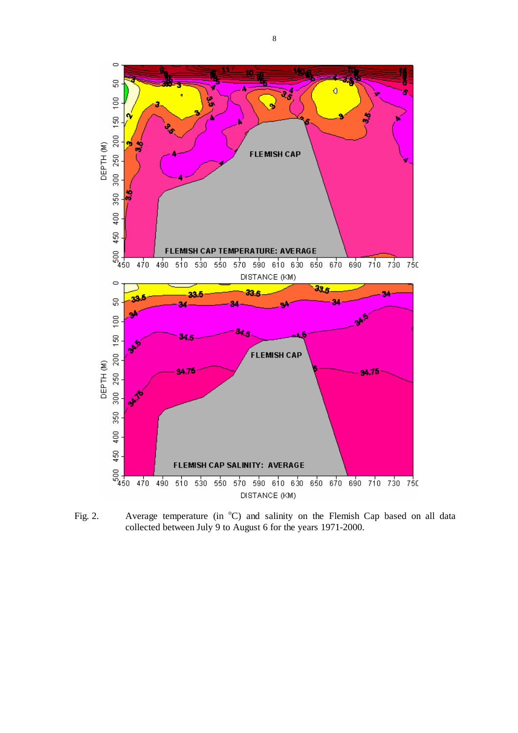FLEMISH CAP TEMPERATURE: AVERAGE

FLEMISH CAP

DEPTH (M)

DISTANCE (KM)

FLEMISH CAP SALINITY: AVERAGE

FLEMISH CAP

DEPTH (M)

DISTANCE (KM)

Fig. 2. Average temperature (in $^{o}$C) and salinity on the Flemish Cap based on all data collected between July 9 to August 6 for the years 1971-2000.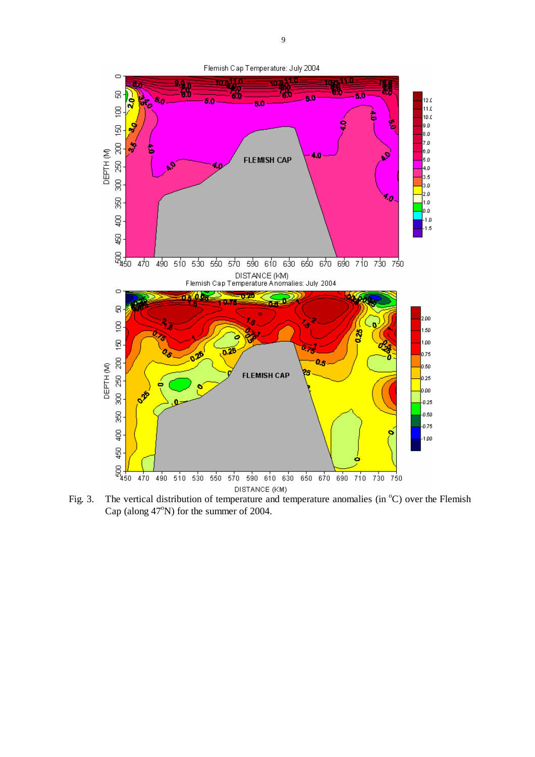Flemish Cap Temperature: July 2004

DEPTH (M)

DISTANCE (KM)

FLEMISH CAP

Flemish Cap Temperature Anomalies: July 2004

DEPTH (M)

DISTANCE (KM)

FLEMISH CAP

Fig. 3. The vertical distribution of temperature and temperature anomalies (in °C) over the Flemish Cap (along 47°N) for the summer of 2004.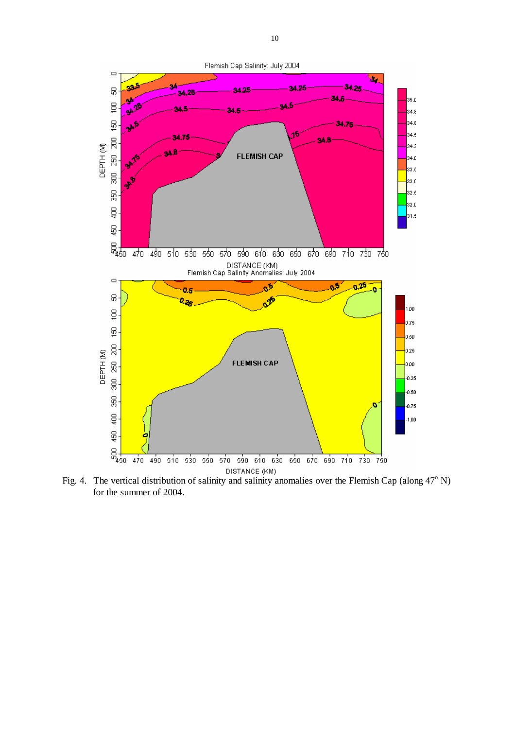Flemish Cap Salinity: July 2004

DEPTH (M)

DISTANCE (KM)

FLEMISH CAP

33.5
34
34.25
34.5
34.75
34.8

Flemish Cap Salinity Anomalies: July 2004

DEPTH (M)

DISTANCE (KM)

FLEMISH CAP

0.5
0.25
0

Fig. 4. The vertical distribution of salinity and salinity anomalies over the Flemish Cap (along 47° N) for the summer of 2004.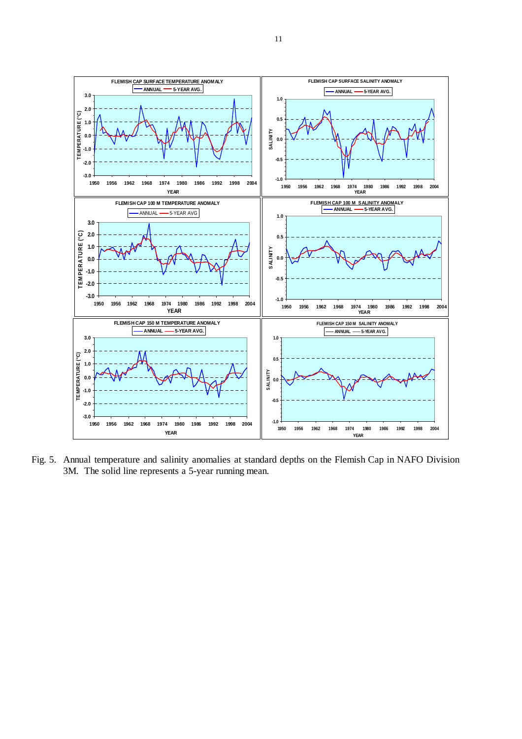FLEMISH CAP SURFACE TEMPERATURE ANOMALY

ANNUAL 5-YEAR AVG.

TEMPERATURE (°C)

3.0
2.0
1.0
0.0
-1.0
-2.0
-3.0

1950 1956 1962 1968 1974 1980 1986 1992 1998 2004

YEAR

FLEMISH CAP SURFACE SALINITY ANOMALY

ANNUAL 5-YEAR AVG.

SALINITY

1.0
0.5
0.0
-0.5
-1.0

1950 1956 1962 1968 1974 1980 1986 1992 1998 2004

YEAR

FLEMISH CAP 100 M TEMPERATURE ANOMALY

ANNUAL 5-YEAR AVG

TEMPERATURE (°C)

3.0
2.0
1.0
0.0
-1.0
-2.0
-3.0

1950 1956 1962 1968 1974 1980 1986 1992 1998 2004

YEAR

FLEMISH CAP 100 M SALINITY ANOMALY

ANNUAL 5-YEAR AVG.

SALINITY

1.0
0.5
0.0
-0.5
-1.0

1950 1956 1962 1968 1974 1980 1986 1992 1998 2004

YEAR

FLEMISH CAP 150 M TEMPERATURE ANOMALY

ANNUAL 5-YEAR AVG.

TEMPERATURE (°C)

3.0
2.0
1.0
0.0
-1.0
-2.0
-3.0

1950 1956 1962 1968 1974 1980 1986 1992 1998 2004

YEAR

FLEMISH CAP 150 M SALINITY ANOMALY

ANNUAL 5-YEAR AVG.

SALINITY

1.0
0.5
0.0
-0.5
-1.0

1950 1956 1962 1968 1974 1980 1986 1992 1998 2004

YEAR

Fig. 5. Annual temperature and salinity anomalies at standard depths on the Flemish Cap in NAFO Division 3M. The solid line represents a 5-year running mean.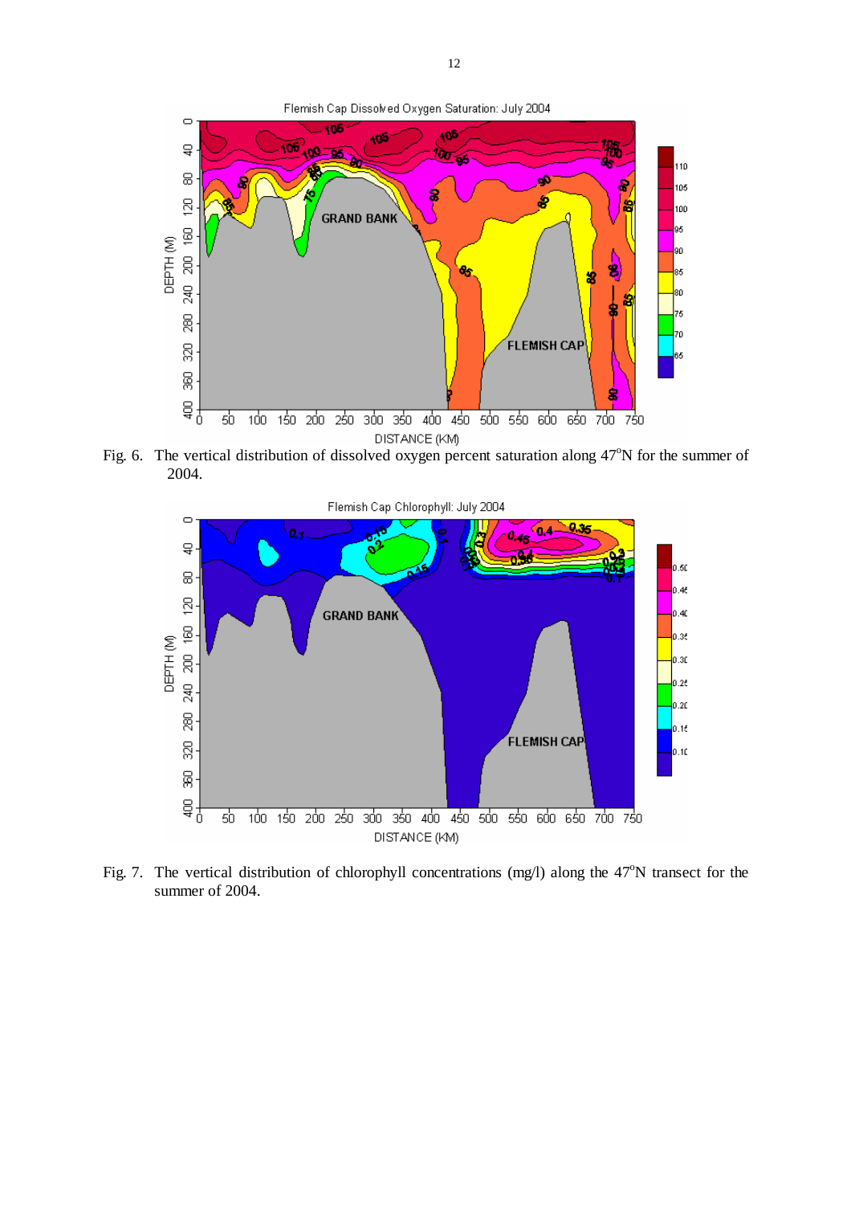Flemish Cap Dissolved Oxygen Saturation: July 2004

DEPTH (M)

DISTANCE (KM)

GRAND BANK

FLEMISH CAP

Fig. 6. The vertical distribution of dissolved oxygen percent saturation along 47°N for the summer of 2004.

Flemish Cap Chlorophyll: July 2004

DEPTH (M)

DISTANCE (KM)

GRAND BANK

FLEMISH CAP

Fig. 7. The vertical distribution of chlorophyll concentrations (mg/l) along the 47°N transect for the summer of 2004.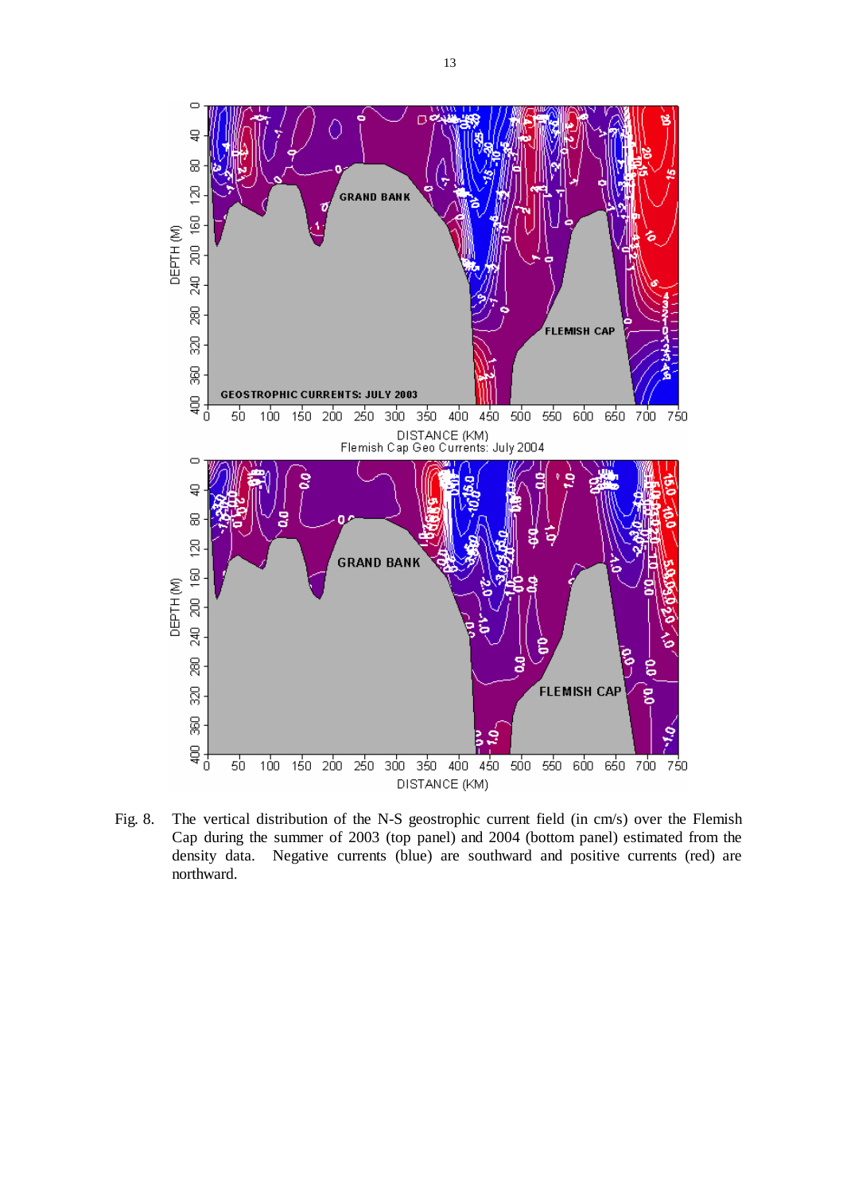GEOSTROPHIC CURRENTS: JULY 2003

GRAND BANK

FLEMISH CAP

DEPTH (M)

DISTANCE (KM)

Flemish Cap Geo Currents: July 2004

GRAND BANK

FLEMISH CAP

DEPTH (M)

DISTANCE (KM)

Fig. 8. The vertical distribution of the N-S geostrophic current field (in cm/s) over the Flemish Cap during the summer of 2003 (top panel) and 2004 (bottom panel) estimated from the density data. Negative currents (blue) are southward and positive currents (red) are northward.